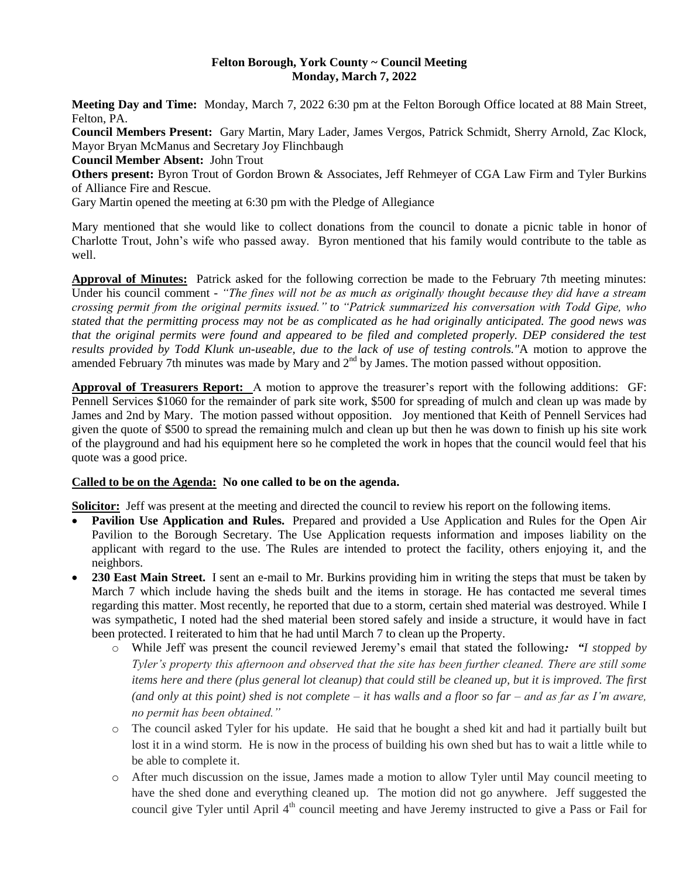**Felton Borough, York County ~ Council Meeting**
**Monday, March 7, 2022**

**Meeting Day and Time:** Monday, March 7, 2022 6:30 pm at the Felton Borough Office located at 88 Main Street, Felton, PA.

**Council Members Present:** Gary Martin, Mary Lader, James Vergos, Patrick Schmidt, Sherry Arnold, Zac Klock, Mayor Bryan McManus and Secretary Joy Flinchbaugh

**Council Member Absent:** John Trout

**Others present:** Byron Trout of Gordon Brown & Associates, Jeff Rehmeyer of CGA Law Firm and Tyler Burkins of Alliance Fire and Rescue.

Gary Martin opened the meeting at 6:30 pm with the Pledge of Allegiance

Mary mentioned that she would like to collect donations from the council to donate a picnic table in honor of Charlotte Trout, John's wife who passed away. Byron mentioned that his family would contribute to the table as well.

**Approval of Minutes:** Patrick asked for the following correction be made to the February 7th meeting minutes: Under his council comment - *"The fines will not be as much as originally thought because they did have a stream crossing permit from the original permits issued." to "Patrick summarized his conversation with Todd Gipe, who stated that the permitting process may not be as complicated as he had originally anticipated. The good news was that the original permits were found and appeared to be filed and completed properly. DEP considered the test results provided by Todd Klunk un-useable, due to the lack of use of testing controls."*A motion to approve the amended February 7th minutes was made by Mary and 2nd by James. The motion passed without opposition.

**Approval of Treasurers Report:** A motion to approve the treasurer's report with the following additions: GF: Pennell Services $1060 for the remainder of park site work, $500 for spreading of mulch and clean up was made by James and 2nd by Mary. The motion passed without opposition. Joy mentioned that Keith of Pennell Services had given the quote of $500 to spread the remaining mulch and clean up but then he was down to finish up his site work of the playground and had his equipment here so he completed the work in hopes that the council would feel that his quote was a good price.

**Called to be on the Agenda: No one called to be on the agenda.**

**Solicitor:** Jeff was present at the meeting and directed the council to review his report on the following items.

- **Pavilion Use Application and Rules.** Prepared and provided a Use Application and Rules for the Open Air Pavilion to the Borough Secretary. The Use Application requests information and imposes liability on the applicant with regard to the use. The Rules are intended to protect the facility, others enjoying it, and the neighbors.
- **230 East Main Street.** I sent an e-mail to Mr. Burkins providing him in writing the steps that must be taken by March 7 which include having the sheds built and the items in storage. He has contacted me several times regarding this matter. Most recently, he reported that due to a storm, certain shed material was destroyed. While I was sympathetic, I noted had the shed material been stored safely and inside a structure, it would have in fact been protected. I reiterated to him that he had until March 7 to clean up the Property.
    - While Jeff was present the council reviewed Jeremy's email that stated the following***:*** *"I stopped by Tyler's property this afternoon and observed that the site has been further cleaned. There are still some items here and there (plus general lot cleanup) that could still be cleaned up, but it is improved. The first (and only at this point) shed is not complete – it has walls and a floor so far – and as far as I'm aware, no permit has been obtained."*
    - The council asked Tyler for his update. He said that he bought a shed kit and had it partially built but lost it in a wind storm. He is now in the process of building his own shed but has to wait a little while to be able to complete it.
    - After much discussion on the issue, James made a motion to allow Tyler until May council meeting to have the shed done and everything cleaned up. The motion did not go anywhere. Jeff suggested the council give Tyler until April 4th council meeting and have Jeremy instructed to give a Pass or Fail for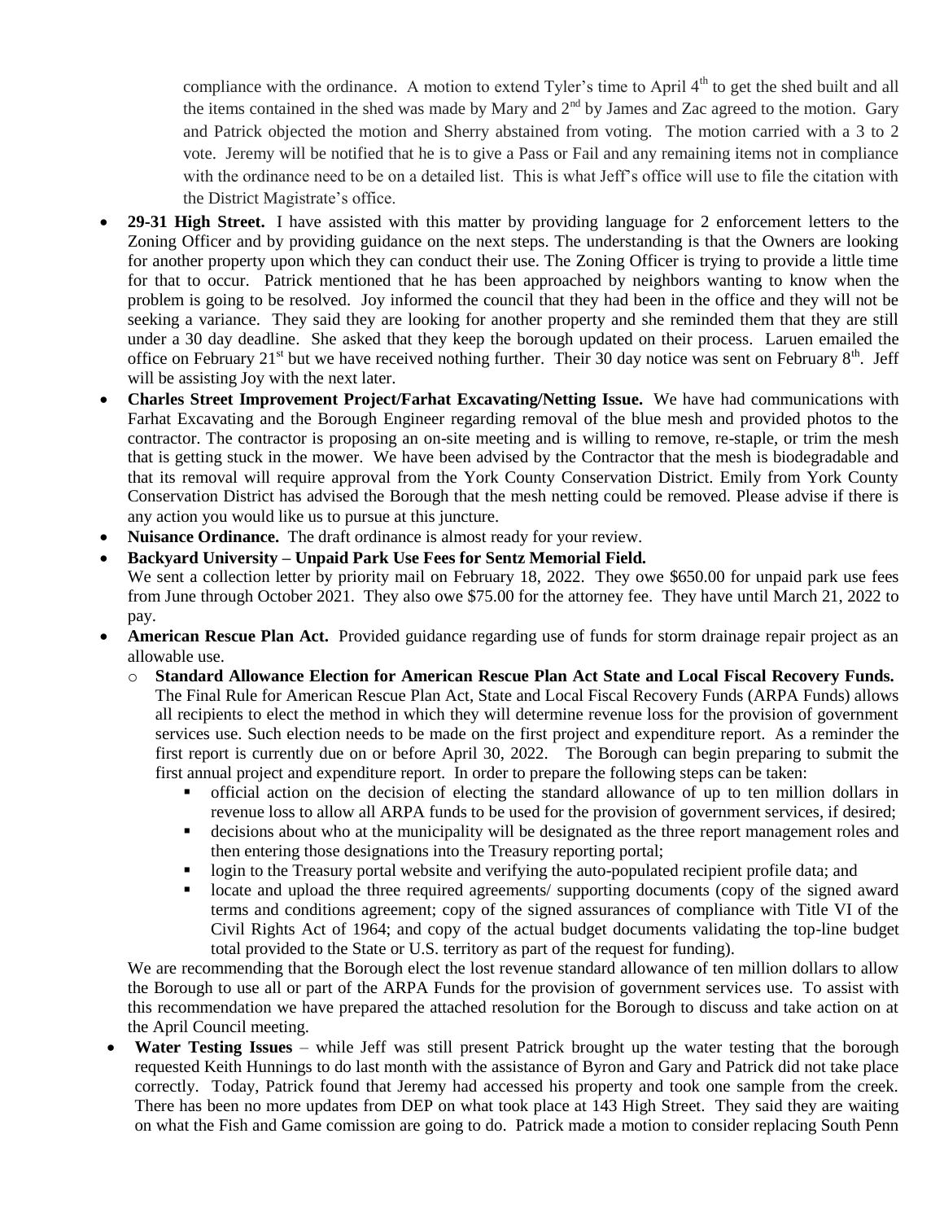compliance with the ordinance. A motion to extend Tyler's time to April 4th to get the shed built and all the items contained in the shed was made by Mary and 2nd by James and Zac agreed to the motion. Gary and Patrick objected the motion and Sherry abstained from voting. The motion carried with a 3 to 2 vote. Jeremy will be notified that he is to give a Pass or Fail and any remaining items not in compliance with the ordinance need to be on a detailed list. This is what Jeff's office will use to file the citation with the District Magistrate's office.

- **29-31 High Street.** I have assisted with this matter by providing language for 2 enforcement letters to the Zoning Officer and by providing guidance on the next steps. The understanding is that the Owners are looking for another property upon which they can conduct their use. The Zoning Officer is trying to provide a little time for that to occur. Patrick mentioned that he has been approached by neighbors wanting to know when the problem is going to be resolved. Joy informed the council that they had been in the office and they will not be seeking a variance. They said they are looking for another property and she reminded them that they are still under a 30 day deadline. She asked that they keep the borough updated on their process. Laruen emailed the office on February 21st but we have received nothing further. Their 30 day notice was sent on February 8th. Jeff will be assisting Joy with the next later.
- **Charles Street Improvement Project/Farhat Excavating/Netting Issue.** We have had communications with Farhat Excavating and the Borough Engineer regarding removal of the blue mesh and provided photos to the contractor. The contractor is proposing an on-site meeting and is willing to remove, re-staple, or trim the mesh that is getting stuck in the mower. We have been advised by the Contractor that the mesh is biodegradable and that its removal will require approval from the York County Conservation District. Emily from York County Conservation District has advised the Borough that the mesh netting could be removed. Please advise if there is any action you would like us to pursue at this juncture.
- **Nuisance Ordinance.** The draft ordinance is almost ready for your review.
- **Backyard University – Unpaid Park Use Fees for Sentz Memorial Field.**
We sent a collection letter by priority mail on February 18, 2022. They owe $650.00 for unpaid park use fees from June through October 2021. They also owe $75.00 for the attorney fee. They have until March 21, 2022 to pay.
- **American Rescue Plan Act.** Provided guidance regarding use of funds for storm drainage repair project as an allowable use.
  - **Standard Allowance Election for American Rescue Plan Act State and Local Fiscal Recovery Funds.** The Final Rule for American Rescue Plan Act, State and Local Fiscal Recovery Funds (ARPA Funds) allows all recipients to elect the method in which they will determine revenue loss for the provision of government services use. Such election needs to be made on the first project and expenditure report. As a reminder the first report is currently due on or before April 30, 2022. The Borough can begin preparing to submit the first annual project and expenditure report. In order to prepare the following steps can be taken:
    - official action on the decision of electing the standard allowance of up to ten million dollars in revenue loss to allow all ARPA funds to be used for the provision of government services, if desired;
    - decisions about who at the municipality will be designated as the three report management roles and then entering those designations into the Treasury reporting portal;
    - login to the Treasury portal website and verifying the auto-populated recipient profile data; and
    - locate and upload the three required agreements/ supporting documents (copy of the signed award terms and conditions agreement; copy of the signed assurances of compliance with Title VI of the Civil Rights Act of 1964; and copy of the actual budget documents validating the top-line budget total provided to the State or U.S. territory as part of the request for funding).

  We are recommending that the Borough elect the lost revenue standard allowance of ten million dollars to allow the Borough to use all or part of the ARPA Funds for the provision of government services use. To assist with this recommendation we have prepared the attached resolution for the Borough to discuss and take action on at the April Council meeting.
- **Water Testing Issues** – while Jeff was still present Patrick brought up the water testing that the borough requested Keith Hunnings to do last month with the assistance of Byron and Gary and Patrick did not take place correctly. Today, Patrick found that Jeremy had accessed his property and took one sample from the creek. There has been no more updates from DEP on what took place at 143 High Street. They said they are waiting on what the Fish and Game comission are going to do. Patrick made a motion to consider replacing South Penn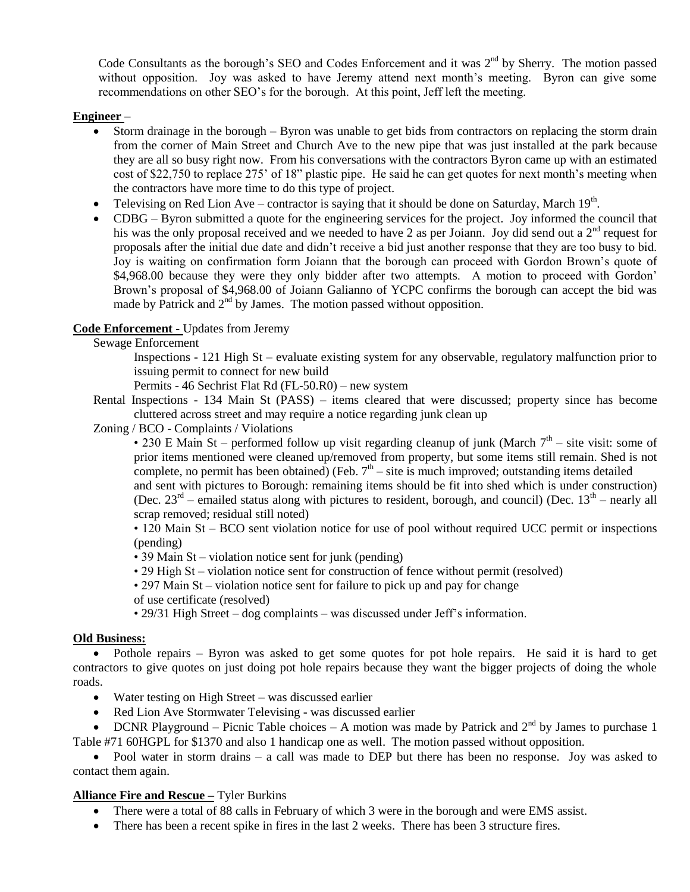Code Consultants as the borough's SEO and Codes Enforcement and it was 2nd by Sherry. The motion passed without opposition. Joy was asked to have Jeremy attend next month's meeting. Byron can give some recommendations on other SEO's for the borough. At this point, Jeff left the meeting.

**Engineer** –

- Storm drainage in the borough – Byron was unable to get bids from contractors on replacing the storm drain from the corner of Main Street and Church Ave to the new pipe that was just installed at the park because they are all so busy right now. From his conversations with the contractors Byron came up with an estimated cost of $22,750 to replace 275' of 18" plastic pipe. He said he can get quotes for next month's meeting when the contractors have more time to do this type of project.
- Televising on Red Lion Ave – contractor is saying that it should be done on Saturday, March 19th.
- CDBG – Byron submitted a quote for the engineering services for the project. Joy informed the council that his was the only proposal received and we needed to have 2 as per Joiann. Joy did send out a 2nd request for proposals after the initial due date and didn't receive a bid just another response that they are too busy to bid. Joy is waiting on confirmation form Joiann that the borough can proceed with Gordon Brown's quote of $4,968.00 because they were they only bidder after two attempts. A motion to proceed with Gordon' Brown's proposal of $4,968.00 of Joiann Galianno of YCPC confirms the borough can accept the bid was made by Patrick and 2nd by James. The motion passed without opposition.

**Code Enforcement -** Updates from Jeremy

Sewage Enforcement

Inspections - 121 High St – evaluate existing system for any observable, regulatory malfunction prior to issuing permit to connect for new build

Permits - 46 Sechrist Flat Rd (FL-50.R0) – new system

Rental Inspections - 134 Main St (PASS) – items cleared that were discussed; property since has become cluttered across street and may require a notice regarding junk clean up

Zoning / BCO - Complaints / Violations

• 230 E Main St – performed follow up visit regarding cleanup of junk (March 7th – site visit: some of prior items mentioned were cleaned up/removed from property, but some items still remain. Shed is not complete, no permit has been obtained) (Feb. 7th – site is much improved; outstanding items detailed and sent with pictures to Borough: remaining items should be fit into shed which is under construction) (Dec. 23rd – emailed status along with pictures to resident, borough, and council) (Dec. 13th – nearly all scrap removed; residual still noted)

• 120 Main St – BCO sent violation notice for use of pool without required UCC permit or inspections (pending)

• 39 Main St – violation notice sent for junk (pending)

• 29 High St – violation notice sent for construction of fence without permit (resolved)

• 297 Main St – violation notice sent for failure to pick up and pay for change of use certificate (resolved)

• 29/31 High Street – dog complaints – was discussed under Jeff's information.

**Old Business:**

- Pothole repairs – Byron was asked to get some quotes for pot hole repairs. He said it is hard to get contractors to give quotes on just doing pot hole repairs because they want the bigger projects of doing the whole roads.
- Water testing on High Street – was discussed earlier
- Red Lion Ave Stormwater Televising - was discussed earlier
- DCNR Playground – Picnic Table choices – A motion was made by Patrick and 2nd by James to purchase 1 Table #71 60HGPL for $1370 and also 1 handicap one as well. The motion passed without opposition.
- Pool water in storm drains – a call was made to DEP but there has been no response. Joy was asked to contact them again.

**Alliance Fire and Rescue –** Tyler Burkins

- There were a total of 88 calls in February of which 3 were in the borough and were EMS assist.
- There has been a recent spike in fires in the last 2 weeks. There has been 3 structure fires.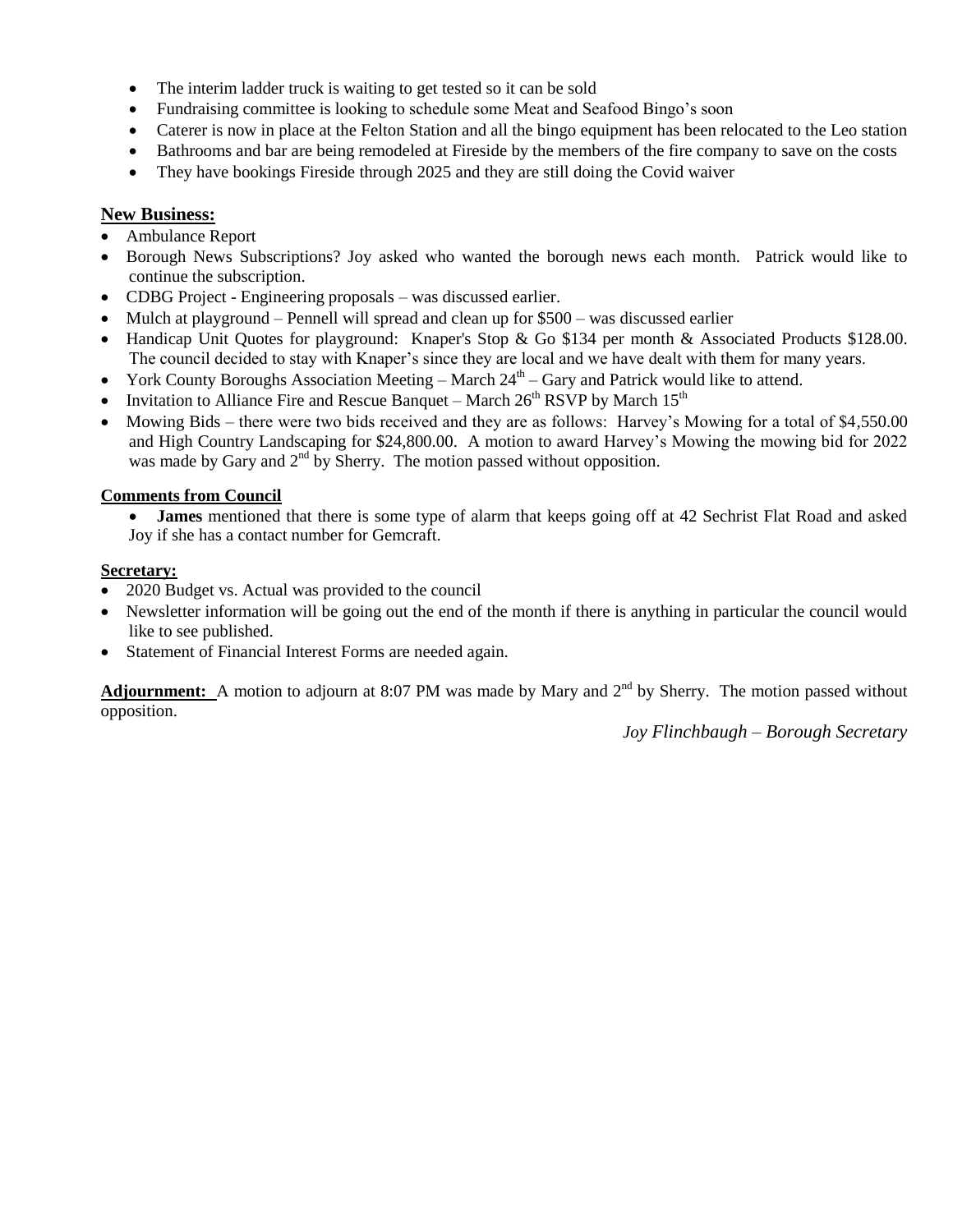- The interim ladder truck is waiting to get tested so it can be sold
- Fundraising committee is looking to schedule some Meat and Seafood Bingo's soon
- Caterer is now in place at the Felton Station and all the bingo equipment has been relocated to the Leo station
- Bathrooms and bar are being remodeled at Fireside by the members of the fire company to save on the costs
- They have bookings Fireside through 2025 and they are still doing the Covid waiver

**New Business:**

- Ambulance Report
- Borough News Subscriptions? Joy asked who wanted the borough news each month. Patrick would like to continue the subscription.
- CDBG Project - Engineering proposals – was discussed earlier.
- Mulch at playground – Pennell will spread and clean up for $500 – was discussed earlier
- Handicap Unit Quotes for playground: Knaper's Stop & Go $134 per month & Associated Products $128.00. The council decided to stay with Knaper's since they are local and we have dealt with them for many years.
- York County Boroughs Association Meeting – March 24th – Gary and Patrick would like to attend.
- Invitation to Alliance Fire and Rescue Banquet – March 26th RSVP by March 15th
- Mowing Bids – there were two bids received and they are as follows: Harvey's Mowing for a total of $4,550.00 and High Country Landscaping for $24,800.00. A motion to award Harvey's Mowing the mowing bid for 2022 was made by Gary and 2nd by Sherry. The motion passed without opposition.

**Comments from Council**

- **James** mentioned that there is some type of alarm that keeps going off at 42 Sechrist Flat Road and asked Joy if she has a contact number for Gemcraft.

**Secretary:**

- 2020 Budget vs. Actual was provided to the council
- Newsletter information will be going out the end of the month if there is anything in particular the council would like to see published.
- Statement of Financial Interest Forms are needed again.

**Adjournment:** A motion to adjourn at 8:07 PM was made by Mary and 2nd by Sherry. The motion passed without opposition.

*Joy Flinchbaugh – Borough Secretary*